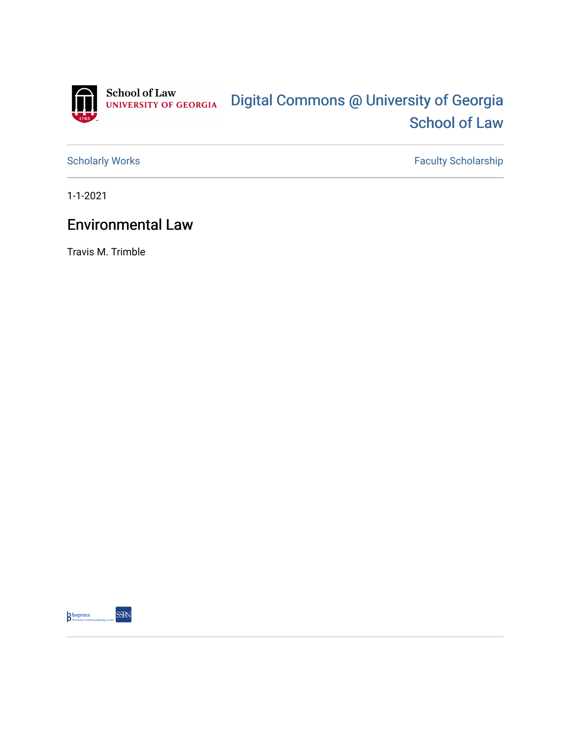School of Law
UNIVERSITY OF GEORGIA

Digital Commons @ University of Georgia School of Law

Scholarly Works | Faculty Scholarship

1-1-2021

# Environmental Law

Travis M. Trimble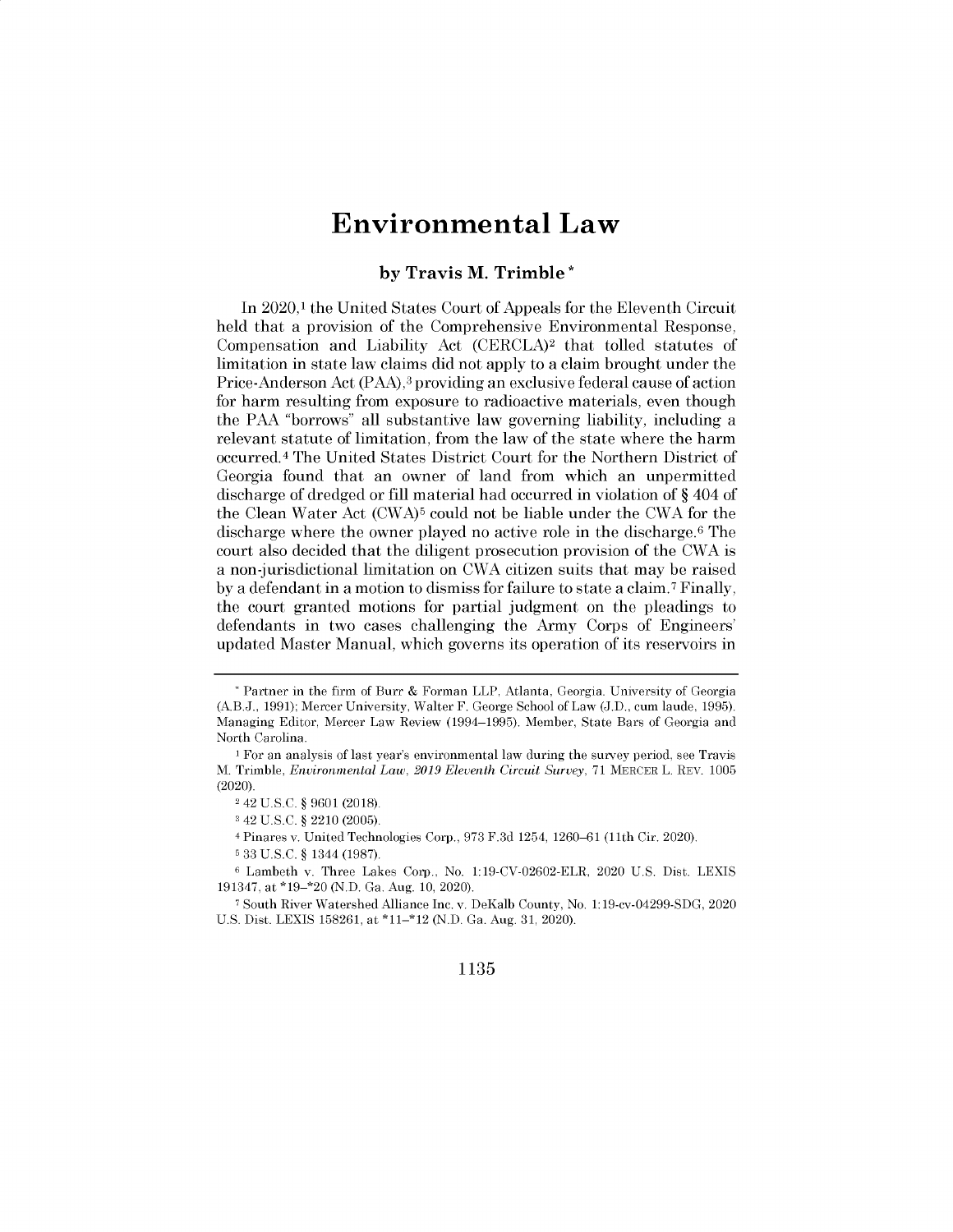# Environmental Law

## by Travis M. Trimble *

In 2020,[1] the United States Court of Appeals for the Eleventh Circuit held that a provision of the Comprehensive Environmental Response, Compensation and Liability Act (CERCLA)[2] that tolled statutes of limitation in state law claims did not apply to a claim brought under the Price-Anderson Act (PAA),[3] providing an exclusive federal cause of action for harm resulting from exposure to radioactive materials, even though the PAA "borrows" all substantive law governing liability, including a relevant statute of limitation, from the law of the state where the harm occurred.[4] The United States District Court for the Northern District of Georgia found that an owner of land from which an unpermitted discharge of dredged or fill material had occurred in violation of § 404 of the Clean Water Act (CWA)[5] could not be liable under the CWA for the discharge where the owner played no active role in the discharge.[6] The court also decided that the diligent prosecution provision of the CWA is a non-jurisdictional limitation on CWA citizen suits that may be raised by a defendant in a motion to dismiss for failure to state a claim.[7] Finally, the court granted motions for partial judgment on the pleadings to defendants in two cases challenging the Army Corps of Engineers' updated Master Manual, which governs its operation of its reservoirs in

---

\* Partner in the firm of Burr & Forman LLP, Atlanta, Georgia. University of Georgia (A.B.J., 1991); Mercer University, Walter F. George School of Law (J.D., cum laude, 1995). Managing Editor, Mercer Law Review (1994–1995). Member, State Bars of Georgia and North Carolina.

[1] For an analysis of last year's environmental law during the survey period, see Travis M. Trimble, *Environmental Law, 2019 Eleventh Circuit Survey*, 71 MERCER L. REV. 1005 (2020).

[2] 42 U.S.C. § 9601 (2018).

[3] 42 U.S.C. § 2210 (2005).

[4] Pinares v. United Technologies Corp., 973 F.3d 1254, 1260–61 (11th Cir. 2020).

[5] 33 U.S.C. § 1344 (1987).

[6] Lambeth v. Three Lakes Corp., No. 1:19-CV-02602-ELR, 2020 U.S. Dist. LEXIS 191347, at \*19–\*20 (N.D. Ga. Aug. 10, 2020).

[7] South River Watershed Alliance Inc. v. DeKalb County, No. 1:19-cv-04299-SDG, 2020 U.S. Dist. LEXIS 158261, at \*11–\*12 (N.D. Ga. Aug. 31, 2020).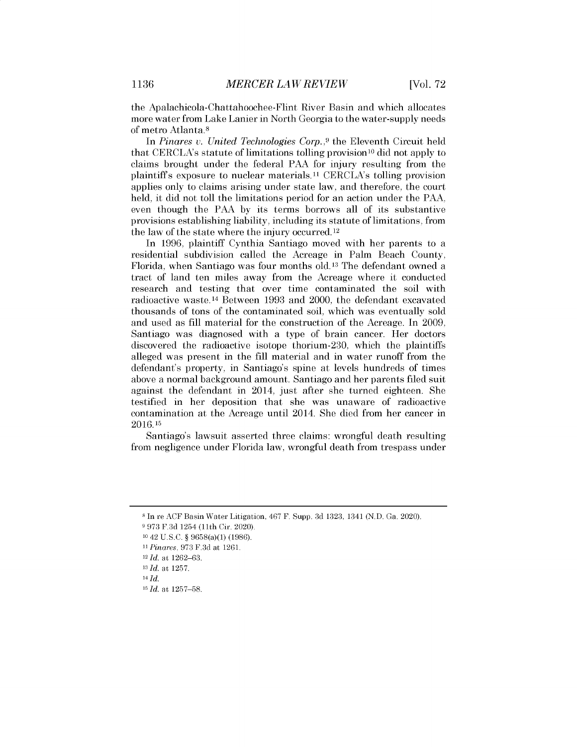the Apalachicola-Chattahoochee-Flint River Basin and which allocates more water from Lake Lanier in North Georgia to the water-supply needs of metro Atlanta.[8]

In *Pinares v. United Technologies Corp.*,[9] the Eleventh Circuit held that CERCLA's statute of limitations tolling provision[10] did not apply to claims brought under the federal PAA for injury resulting from the plaintiff's exposure to nuclear materials.[11] CERCLA's tolling provision applies only to claims arising under state law, and therefore, the court held, it did not toll the limitations period for an action under the PAA, even though the PAA by its terms borrows all of its substantive provisions establishing liability, including its statute of limitations, from the law of the state where the injury occurred.[12]

In 1996, plaintiff Cynthia Santiago moved with her parents to a residential subdivision called the Acreage in Palm Beach County, Florida, when Santiago was four months old.[13] The defendant owned a tract of land ten miles away from the Acreage where it conducted research and testing that over time contaminated the soil with radioactive waste.[14] Between 1993 and 2000, the defendant excavated thousands of tons of the contaminated soil, which was eventually sold and used as fill material for the construction of the Acreage. In 2009, Santiago was diagnosed with a type of brain cancer. Her doctors discovered the radioactive isotope thorium-230, which the plaintiffs alleged was present in the fill material and in water runoff from the defendant's property, in Santiago's spine at levels hundreds of times above a normal background amount. Santiago and her parents filed suit against the defendant in 2014, just after she turned eighteen. She testified in her deposition that she was unaware of radioactive contamination at the Acreage until 2014. She died from her cancer in 2016.[15]

Santiago's lawsuit asserted three claims: wrongful death resulting from negligence under Florida law, wrongful death from trespass under

---

[8] In re ACF Basin Water Litigation, 467 F. Supp. 3d 1323, 1341 (N.D. Ga. 2020).

[9] 973 F.3d 1254 (11th Cir. 2020).

[10] 42 U.S.C. § 9658(a)(1) (1986).

[11] *Pinares*, 973 F.3d at 1261.

[12] *Id.* at 1262–63.

[13] *Id.* at 1257.

[14] *Id.*

[15] *Id.* at 1257–58.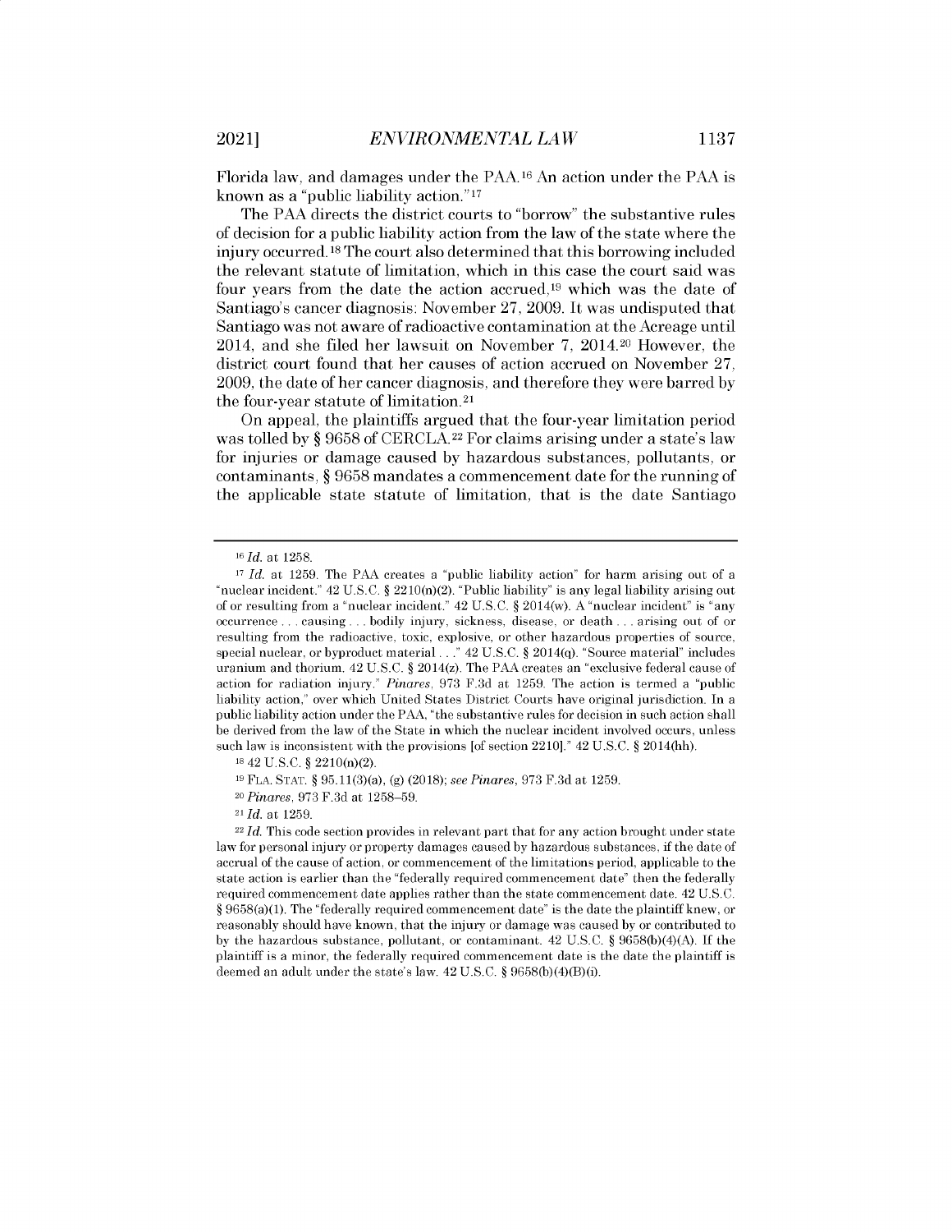Florida law, and damages under the PAA.[16] An action under the PAA is known as a "public liability action."[17]

The PAA directs the district courts to "borrow" the substantive rules of decision for a public liability action from the law of the state where the injury occurred.[18] The court also determined that this borrowing included the relevant statute of limitation, which in this case the court said was four years from the date the action accrued,[19] which was the date of Santiago's cancer diagnosis: November 27, 2009. It was undisputed that Santiago was not aware of radioactive contamination at the Acreage until 2014, and she filed her lawsuit on November 7, 2014.[20] However, the district court found that her causes of action accrued on November 27, 2009, the date of her cancer diagnosis, and therefore they were barred by the four-year statute of limitation.[21]

On appeal, the plaintiffs argued that the four-year limitation period was tolled by § 9658 of CERCLA.[22] For claims arising under a state's law for injuries or damage caused by hazardous substances, pollutants, or contaminants, § 9658 mandates a commencement date for the running of the applicable state statute of limitation, that is the date Santiago

---

[16] *Id.* at 1258.

[17] *Id.* at 1259. The PAA creates a "public liability action" for harm arising out of a "nuclear incident." 42 U.S.C. § 2210(n)(2). "Public liability" is any legal liability arising out of or resulting from a "nuclear incident." 42 U.S.C. § 2014(w). A "nuclear incident" is "any occurrence . . . causing . . . bodily injury, sickness, disease, or death . . . arising out of or resulting from the radioactive, toxic, explosive, or other hazardous properties of source, special nuclear, or byproduct material . . ." 42 U.S.C. § 2014(q). "Source material" includes uranium and thorium. 42 U.S.C. § 2014(z). The PAA creates an "exclusive federal cause of action for radiation injury." *Pinares*, 973 F.3d at 1259. The action is termed a "public liability action," over which United States District Courts have original jurisdiction. In a public liability action under the PAA, "the substantive rules for decision in such action shall be derived from the law of the State in which the nuclear incident involved occurs, unless such law is inconsistent with the provisions [of section 2210]." 42 U.S.C. § 2014(hh).

[18] 42 U.S.C. § 2210(n)(2).

[19] FLA. STAT. § 95.11(3)(a), (g) (2018); *see Pinares*, 973 F.3d at 1259.

[20] *Pinares*, 973 F.3d at 1258–59.

[21] *Id.* at 1259.

[22] *Id.* This code section provides in relevant part that for any action brought under state law for personal injury or property damages caused by hazardous substances, if the date of accrual of the cause of action, or commencement of the limitations period, applicable to the state action is earlier than the "federally required commencement date" then the federally required commencement date applies rather than the state commencement date. 42 U.S.C. § 9658(a)(1). The "federally required commencement date" is the date the plaintiff knew, or reasonably should have known, that the injury or damage was caused by or contributed to by the hazardous substance, pollutant, or contaminant. 42 U.S.C. § 9658(b)(4)(A). If the plaintiff is a minor, the federally required commencement date is the date the plaintiff is deemed an adult under the state's law. 42 U.S.C. § 9658(b)(4)(B)(i).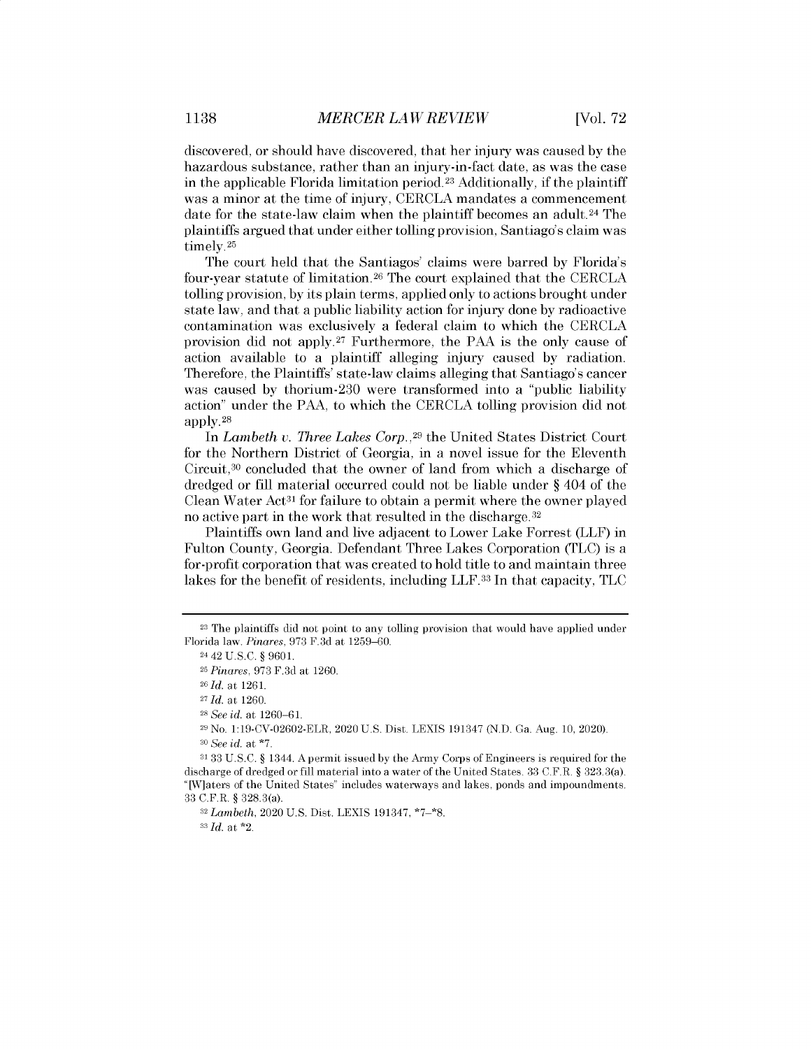discovered, or should have discovered, that her injury was caused by the hazardous substance, rather than an injury-in-fact date, as was the case in the applicable Florida limitation period.[23] Additionally, if the plaintiff was a minor at the time of injury, CERCLA mandates a commencement date for the state-law claim when the plaintiff becomes an adult.[24] The plaintiffs argued that under either tolling provision, Santiago's claim was timely.[25]

The court held that the Santiagos' claims were barred by Florida's four-year statute of limitation.[26] The court explained that the CERCLA tolling provision, by its plain terms, applied only to actions brought under state law, and that a public liability action for injury done by radioactive contamination was exclusively a federal claim to which the CERCLA provision did not apply.[27] Furthermore, the PAA is the only cause of action available to a plaintiff alleging injury caused by radiation. Therefore, the Plaintiffs' state-law claims alleging that Santiago's cancer was caused by thorium-230 were transformed into a "public liability action" under the PAA, to which the CERCLA tolling provision did not apply.[28]

In *Lambeth v. Three Lakes Corp.*,[29] the United States District Court for the Northern District of Georgia, in a novel issue for the Eleventh Circuit,[30] concluded that the owner of land from which a discharge of dredged or fill material occurred could not be liable under § 404 of the Clean Water Act[31] for failure to obtain a permit where the owner played no active part in the work that resulted in the discharge.[32]

Plaintiffs own land and live adjacent to Lower Lake Forrest (LLF) in Fulton County, Georgia. Defendant Three Lakes Corporation (TLC) is a for-profit corporation that was created to hold title to and maintain three lakes for the benefit of residents, including LLF.[33] In that capacity, TLC

---

[23] The plaintiffs did not point to any tolling provision that would have applied under Florida law. *Pinares*, 973 F.3d at 1259–60.

[24] 42 U.S.C. § 9601.

[25] *Pinares*, 973 F.3d at 1260.

[26] *Id.* at 1261.

[27] *Id.* at 1260.

[28] *See id.* at 1260–61.

[29] No. 1:19-CV-02602-ELR, 2020 U.S. Dist. LEXIS 191347 (N.D. Ga. Aug. 10, 2020).

[30] *See id.* at *7.

[31] 33 U.S.C. § 1344. A permit issued by the Army Corps of Engineers is required for the discharge of dredged or fill material into a water of the United States. 33 C.F.R. § 323.3(a). "[W]aters of the United States" includes waterways and lakes, ponds and impoundments. 33 C.F.R. § 328.3(a).

[32] *Lambeth*, 2020 U.S. Dist. LEXIS 191347, *7–*8.

[33] *Id.* at *2.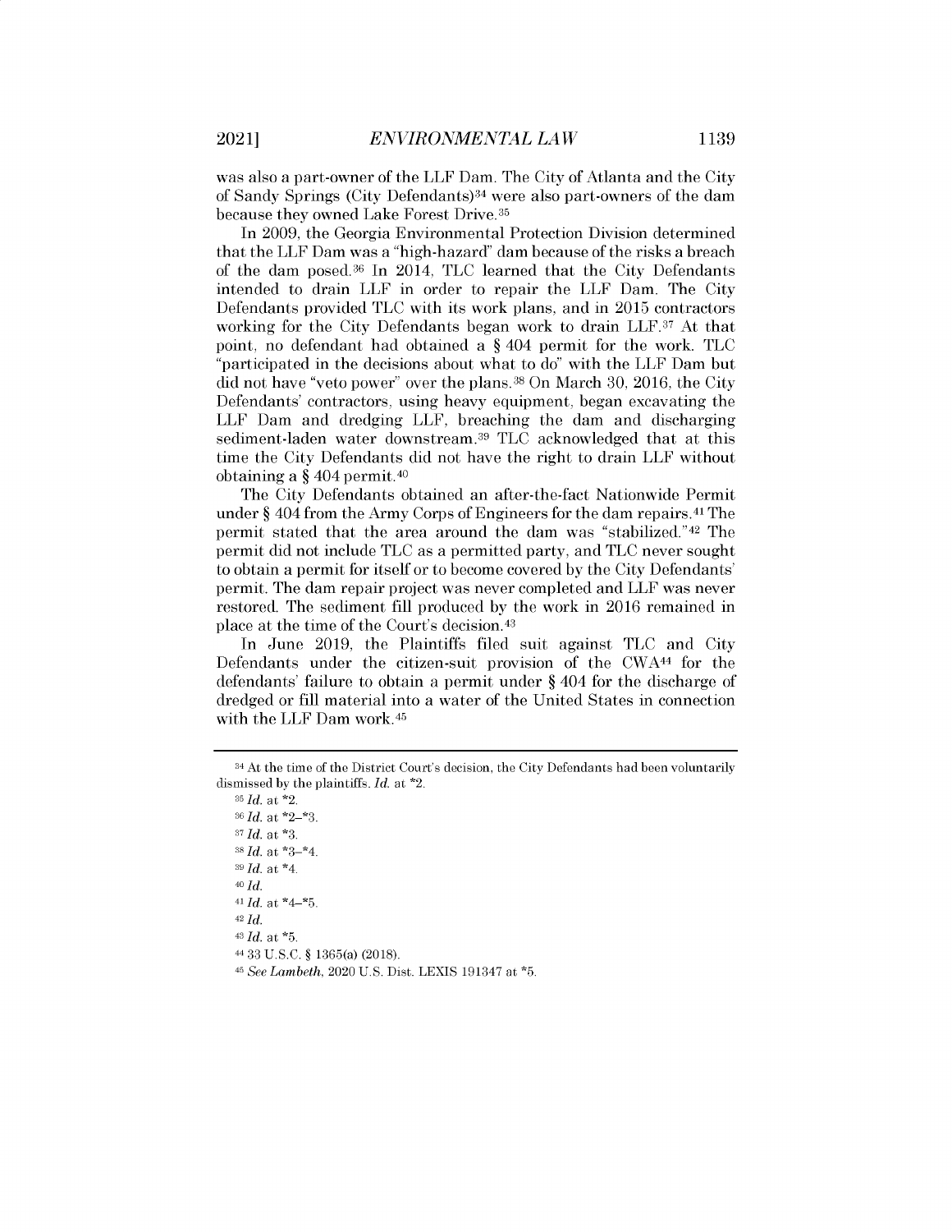was also a part-owner of the LLF Dam. The City of Atlanta and the City of Sandy Springs (City Defendants)[34] were also part-owners of the dam because they owned Lake Forest Drive.[35]

In 2009, the Georgia Environmental Protection Division determined that the LLF Dam was a "high-hazard" dam because of the risks a breach of the dam posed.[36] In 2014, TLC learned that the City Defendants intended to drain LLF in order to repair the LLF Dam. The City Defendants provided TLC with its work plans, and in 2015 contractors working for the City Defendants began work to drain LLF.[37] At that point, no defendant had obtained a § 404 permit for the work. TLC "participated in the decisions about what to do" with the LLF Dam but did not have "veto power" over the plans.[38] On March 30, 2016, the City Defendants' contractors, using heavy equipment, began excavating the LLF Dam and dredging LLF, breaching the dam and discharging sediment-laden water downstream.[39] TLC acknowledged that at this time the City Defendants did not have the right to drain LLF without obtaining a § 404 permit.[40]

The City Defendants obtained an after-the-fact Nationwide Permit under § 404 from the Army Corps of Engineers for the dam repairs.[41] The permit stated that the area around the dam was "stabilized."[42] The permit did not include TLC as a permitted party, and TLC never sought to obtain a permit for itself or to become covered by the City Defendants' permit. The dam repair project was never completed and LLF was never restored. The sediment fill produced by the work in 2016 remained in place at the time of the Court's decision.[43]

In June 2019, the Plaintiffs filed suit against TLC and City Defendants under the citizen-suit provision of the CWA[44] for the defendants' failure to obtain a permit under § 404 for the discharge of dredged or fill material into a water of the United States in connection with the LLF Dam work.[45]

---

[34] At the time of the District Court's decision, the City Defendants had been voluntarily dismissed by the plaintiffs. *Id.* at *2.

[35] *Id.* at *2.

[36] *Id.* at *2–*3.

[37] *Id.* at *3.

[38] *Id.* at *3–*4.

[39] *Id.* at *4.

[40] *Id.*

[41] *Id.* at *4–*5.

[42] *Id.*

[43] *Id.* at *5.

[44] 33 U.S.C. § 1365(a) (2018).

[45] *See Lambeth*, 2020 U.S. Dist. LEXIS 191347 at *5.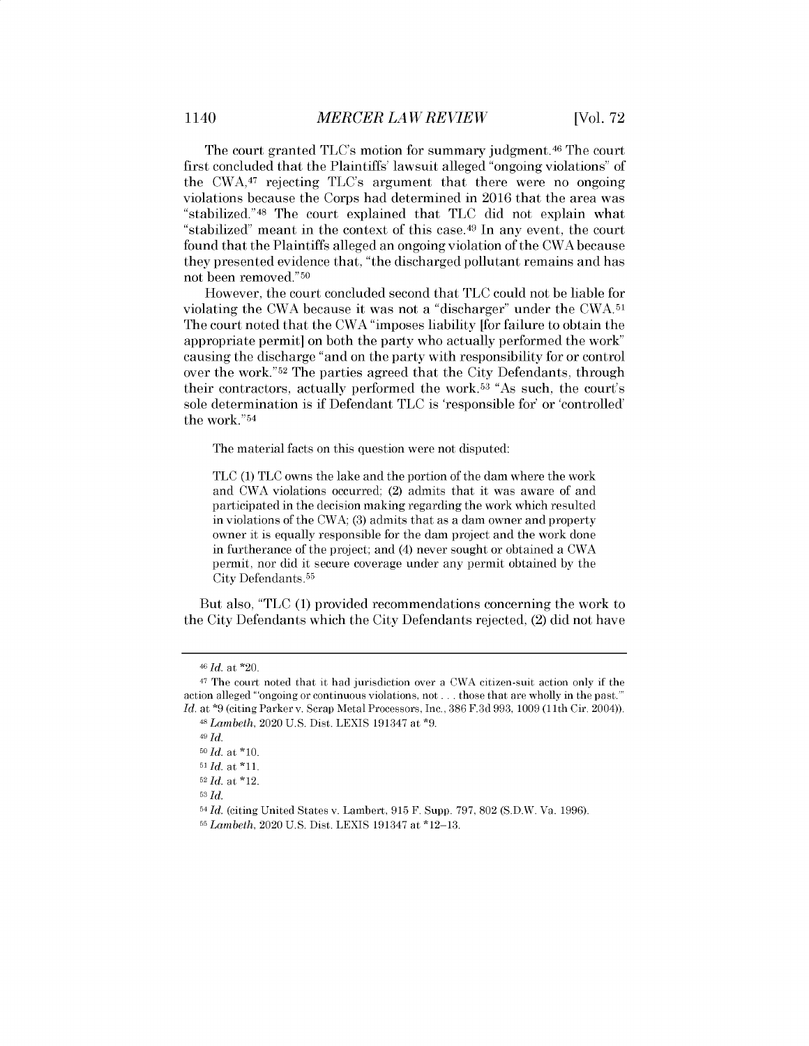The court granted TLC's motion for summary judgment.[46] The court first concluded that the Plaintiffs' lawsuit alleged "ongoing violations" of the CWA,[47] rejecting TLC's argument that there were no ongoing violations because the Corps had determined in 2016 that the area was "stabilized."[48] The court explained that TLC did not explain what "stabilized" meant in the context of this case.[49] In any event, the court found that the Plaintiffs alleged an ongoing violation of the CWA because they presented evidence that, "the discharged pollutant remains and has not been removed."[50]

However, the court concluded second that TLC could not be liable for violating the CWA because it was not a "discharger" under the CWA.[51] The court noted that the CWA "imposes liability [for failure to obtain the appropriate permit] on both the party who actually performed the work" causing the discharge "and on the party with responsibility for or control over the work."[52] The parties agreed that the City Defendants, through their contractors, actually performed the work.[53] "As such, the court's sole determination is if Defendant TLC is 'responsible for' or 'controlled' the work."[54]

> The material facts on this question were not disputed:
>
> TLC (1) TLC owns the lake and the portion of the dam where the work and CWA violations occurred; (2) admits that it was aware of and participated in the decision making regarding the work which resulted in violations of the CWA; (3) admits that as a dam owner and property owner it is equally responsible for the dam project and the work done in furtherance of the project; and (4) never sought or obtained a CWA permit, nor did it secure coverage under any permit obtained by the City Defendants.[55]

But also, "TLC (1) provided recommendations concerning the work to the City Defendants which the City Defendants rejected, (2) did not have

---

[46] *Id.* at *20.

[47] The court noted that it had jurisdiction over a CWA citizen-suit action only if the action alleged "ongoing or continuous violations, not . . . those that are wholly in the past." *Id.* at *9 (citing Parker v. Scrap Metal Processors, Inc., 386 F.3d 993, 1009 (11th Cir. 2004)).

[48] *Lambeth*, 2020 U.S. Dist. LEXIS 191347 at *9.

[49] *Id.*

[50] *Id.* at *10.

[51] *Id.* at *11.

[52] *Id.* at *12.

[53] *Id.*

[54] *Id.* (citing United States v. Lambert, 915 F. Supp. 797, 802 (S.D.W. Va. 1996).

[55] *Lambeth*, 2020 U.S. Dist. LEXIS 191347 at *12–13.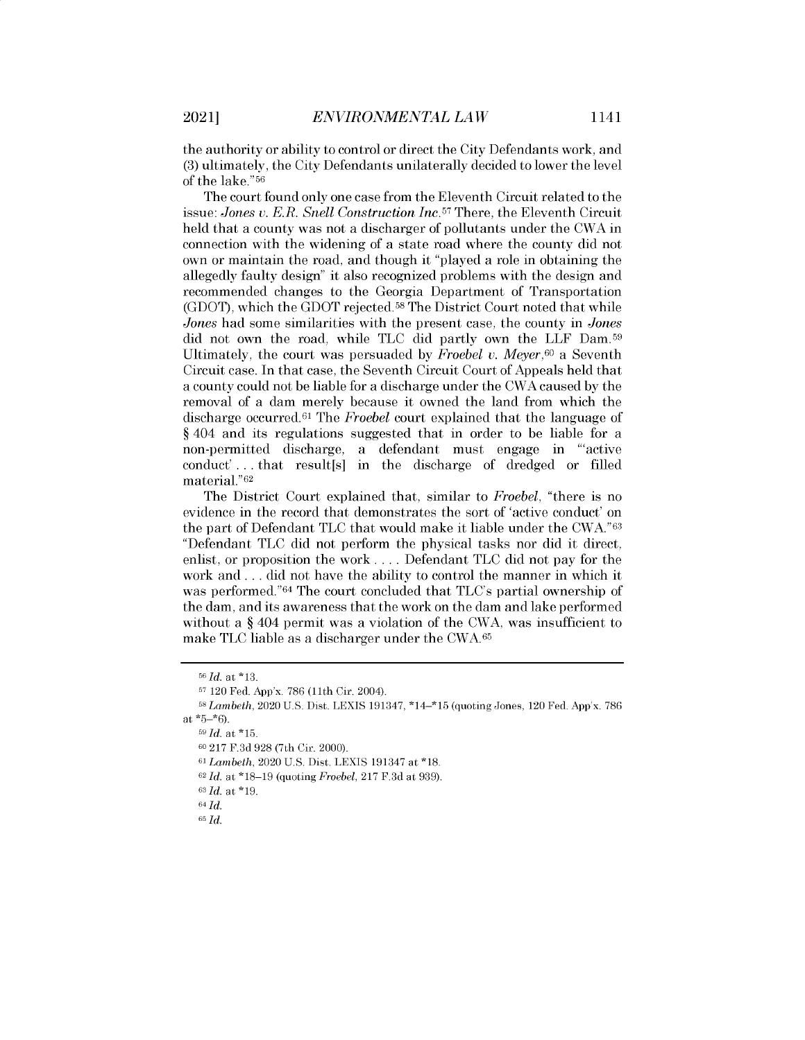the authority or ability to control or direct the City Defendants work, and (3) ultimately, the City Defendants unilaterally decided to lower the level of the lake."[56]

The court found only one case from the Eleventh Circuit related to the issue: *Jones v. E.R. Snell Construction Inc.*[57] There, the Eleventh Circuit held that a county was not a discharger of pollutants under the CWA in connection with the widening of a state road where the county did not own or maintain the road, and though it "played a role in obtaining the allegedly faulty design" it also recognized problems with the design and recommended changes to the Georgia Department of Transportation (GDOT), which the GDOT rejected.[58] The District Court noted that while *Jones* had some similarities with the present case, the county in *Jones* did not own the road, while TLC did partly own the LLF Dam.[59] Ultimately, the court was persuaded by *Froebel v. Meyer*,[60] a Seventh Circuit case. In that case, the Seventh Circuit Court of Appeals held that a county could not be liable for a discharge under the CWA caused by the removal of a dam merely because it owned the land from which the discharge occurred.[61] The *Froebel* court explained that the language of § 404 and its regulations suggested that in order to be liable for a non-permitted discharge, a defendant must engage in "'active conduct' . . . that result[s] in the discharge of dredged or filled material."[62]

The District Court explained that, similar to *Froebel*, "there is no evidence in the record that demonstrates the sort of 'active conduct' on the part of Defendant TLC that would make it liable under the CWA."[63] "Defendant TLC did not perform the physical tasks nor did it direct, enlist, or proposition the work . . . . Defendant TLC did not pay for the work and . . . did not have the ability to control the manner in which it was performed."[64] The court concluded that TLC's partial ownership of the dam, and its awareness that the work on the dam and lake performed without a § 404 permit was a violation of the CWA, was insufficient to make TLC liable as a discharger under the CWA.[65]

---

[56] *Id.* at *13.

[57] 120 Fed. App'x. 786 (11th Cir. 2004).

[58] *Lambeth*, 2020 U.S. Dist. LEXIS 191347, *14–*15 (quoting Jones, 120 Fed. App'x. 786 at *5–*6).

[59] *Id.* at *15.

[60] 217 F.3d 928 (7th Cir. 2000).

[61] *Lambeth*, 2020 U.S. Dist. LEXIS 191347 at *18.

[62] *Id.* at *18–19 (quoting *Froebel*, 217 F.3d at 939).

[63] *Id.* at *19.

[64] *Id.*

[65] *Id.*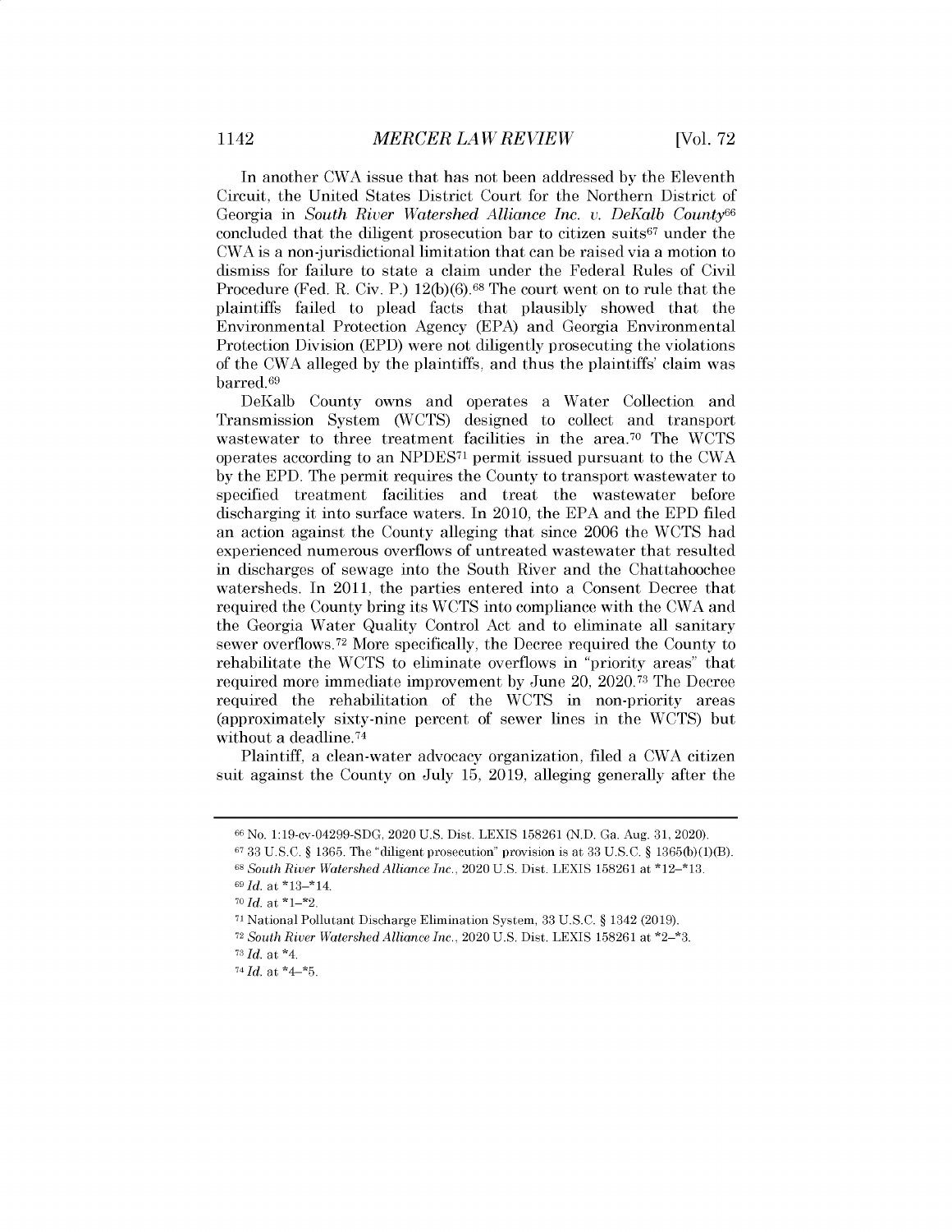In another CWA issue that has not been addressed by the Eleventh Circuit, the United States District Court for the Northern District of Georgia in *South River Watershed Alliance Inc. v. DeKalb County*[66] concluded that the diligent prosecution bar to citizen suits[67] under the CWA is a non-jurisdictional limitation that can be raised via a motion to dismiss for failure to state a claim under the Federal Rules of Civil Procedure (Fed. R. Civ. P.) 12(b)(6).[68] The court went on to rule that the plaintiffs failed to plead facts that plausibly showed that the Environmental Protection Agency (EPA) and Georgia Environmental Protection Division (EPD) were not diligently prosecuting the violations of the CWA alleged by the plaintiffs, and thus the plaintiffs' claim was barred.[69]

DeKalb County owns and operates a Water Collection and Transmission System (WCTS) designed to collect and transport wastewater to three treatment facilities in the area.[70] The WCTS operates according to an NPDES[71] permit issued pursuant to the CWA by the EPD. The permit requires the County to transport wastewater to specified treatment facilities and treat the wastewater before discharging it into surface waters. In 2010, the EPA and the EPD filed an action against the County alleging that since 2006 the WCTS had experienced numerous overflows of untreated wastewater that resulted in discharges of sewage into the South River and the Chattahoochee watersheds. In 2011, the parties entered into a Consent Decree that required the County bring its WCTS into compliance with the CWA and the Georgia Water Quality Control Act and to eliminate all sanitary sewer overflows.[72] More specifically, the Decree required the County to rehabilitate the WCTS to eliminate overflows in "priority areas" that required more immediate improvement by June 20, 2020.[73] The Decree required the rehabilitation of the WCTS in non-priority areas (approximately sixty-nine percent of sewer lines in the WCTS) but without a deadline.[74]

Plaintiff, a clean-water advocacy organization, filed a CWA citizen suit against the County on July 15, 2019, alleging generally after the

---

[66] No. 1:19-cv-04299-SDG, 2020 U.S. Dist. LEXIS 158261 (N.D. Ga. Aug. 31, 2020).

[67] 33 U.S.C. § 1365. The "diligent prosecution" provision is at 33 U.S.C. § 1365(b)(1)(B).

[68] *South River Watershed Alliance Inc.*, 2020 U.S. Dist. LEXIS 158261 at *12–*13.

[69] *Id.* at *13–*14.

[70] *Id.* at *1–*2.

[71] National Pollutant Discharge Elimination System, 33 U.S.C. § 1342 (2019).

[72] *South River Watershed Alliance Inc.*, 2020 U.S. Dist. LEXIS 158261 at *2–*3.

[73] *Id.* at *4.

[74] *Id.* at *4–*5.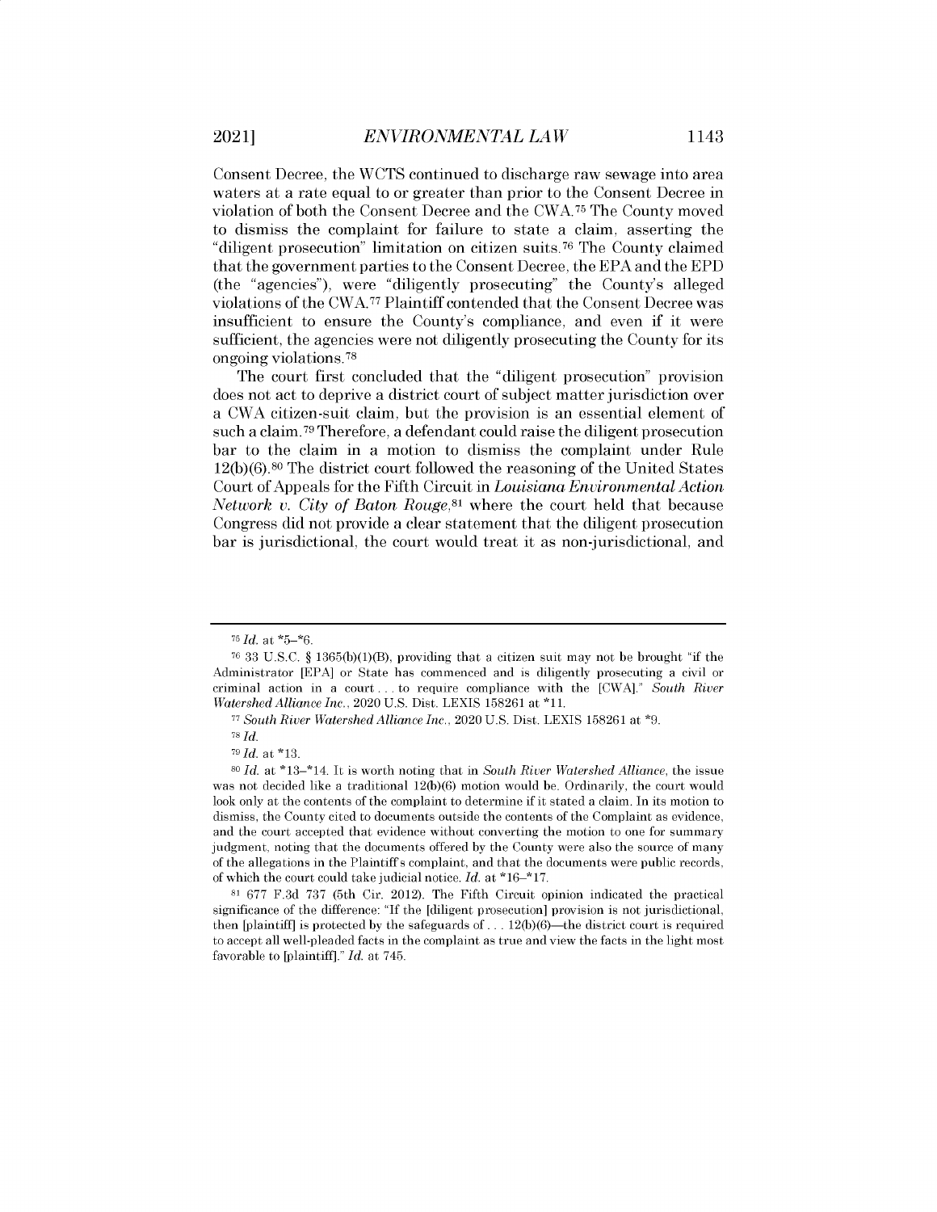Consent Decree, the WCTS continued to discharge raw sewage into area waters at a rate equal to or greater than prior to the Consent Decree in violation of both the Consent Decree and the CWA.[75] The County moved to dismiss the complaint for failure to state a claim, asserting the "diligent prosecution" limitation on citizen suits.[76] The County claimed that the government parties to the Consent Decree, the EPA and the EPD (the "agencies"), were "diligently prosecuting" the County's alleged violations of the CWA.[77] Plaintiff contended that the Consent Decree was insufficient to ensure the County's compliance, and even if it were sufficient, the agencies were not diligently prosecuting the County for its ongoing violations.[78]

The court first concluded that the "diligent prosecution" provision does not act to deprive a district court of subject matter jurisdiction over a CWA citizen-suit claim, but the provision is an essential element of such a claim.[79] Therefore, a defendant could raise the diligent prosecution bar to the claim in a motion to dismiss the complaint under Rule 12(b)(6).[80] The district court followed the reasoning of the United States Court of Appeals for the Fifth Circuit in *Louisiana Environmental Action Network v. City of Baton Rouge*,[81] where the court held that because Congress did not provide a clear statement that the diligent prosecution bar is jurisdictional, the court would treat it as non-jurisdictional, and

---

[75] *Id.* at *5–*6.

[76] 33 U.S.C. § 1365(b)(1)(B), providing that a citizen suit may not be brought "if the Administrator [EPA] or State has commenced and is diligently prosecuting a civil or criminal action in a court . . . to require compliance with the [CWA]." *South River Watershed Alliance Inc.*, 2020 U.S. Dist. LEXIS 158261 at *11.

[77] *South River Watershed Alliance Inc.*, 2020 U.S. Dist. LEXIS 158261 at *9.

[78] *Id.*

[79] *Id.* at *13.

[80] *Id.* at *13–*14. It is worth noting that in *South River Watershed Alliance*, the issue was not decided like a traditional 12(b)(6) motion would be. Ordinarily, the court would look only at the contents of the complaint to determine if it stated a claim. In its motion to dismiss, the County cited to documents outside the contents of the Complaint as evidence, and the court accepted that evidence without converting the motion to one for summary judgment, noting that the documents offered by the County were also the source of many of the allegations in the Plaintiff's complaint, and that the documents were public records, of which the court could take judicial notice. *Id.* at *16–*17.

[81] 677 F.3d 737 (5th Cir. 2012). The Fifth Circuit opinion indicated the practical significance of the difference: "If the [diligent prosecution] provision is not jurisdictional, then [plaintiff] is protected by the safeguards of . . . 12(b)(6)—the district court is required to accept all well-pleaded facts in the complaint as true and view the facts in the light most favorable to [plaintiff]." *Id.* at 745.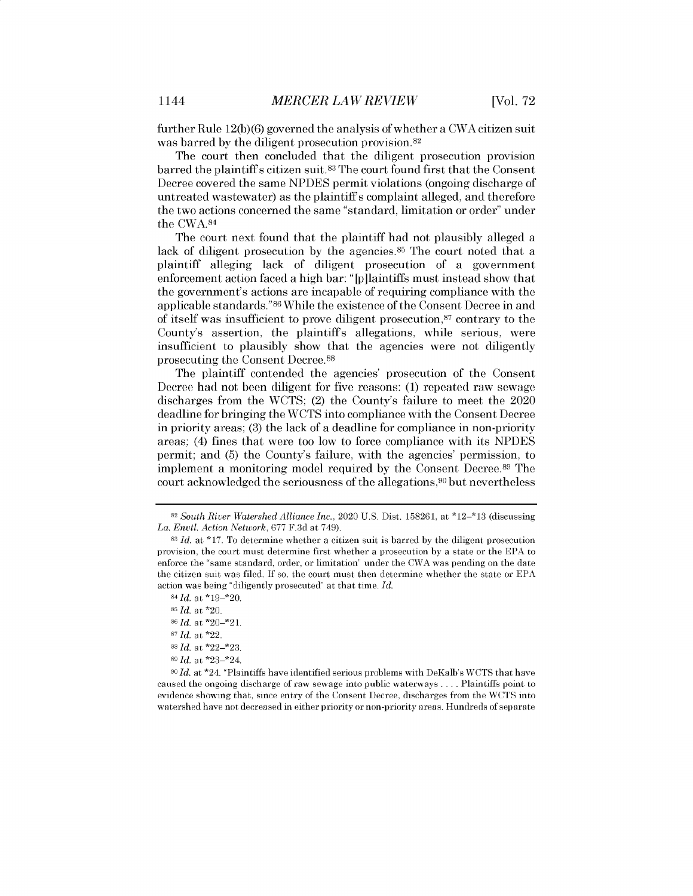further Rule 12(b)(6) governed the analysis of whether a CWA citizen suit was barred by the diligent prosecution provision.[82]

The court then concluded that the diligent prosecution provision barred the plaintiff's citizen suit.[83] The court found first that the Consent Decree covered the same NPDES permit violations (ongoing discharge of untreated wastewater) as the plaintiff's complaint alleged, and therefore the two actions concerned the same "standard, limitation or order" under the CWA.[84]

The court next found that the plaintiff had not plausibly alleged a lack of diligent prosecution by the agencies.[85] The court noted that a plaintiff alleging lack of diligent prosecution of a government enforcement action faced a high bar: "[p]laintiffs must instead show that the government's actions are incapable of requiring compliance with the applicable standards."[86] While the existence of the Consent Decree in and of itself was insufficient to prove diligent prosecution,[87] contrary to the County's assertion, the plaintiff's allegations, while serious, were insufficient to plausibly show that the agencies were not diligently prosecuting the Consent Decree.[88]

The plaintiff contended the agencies' prosecution of the Consent Decree had not been diligent for five reasons: (1) repeated raw sewage discharges from the WCTS; (2) the County's failure to meet the 2020 deadline for bringing the WCTS into compliance with the Consent Decree in priority areas; (3) the lack of a deadline for compliance in non-priority areas; (4) fines that were too low to force compliance with its NPDES permit; and (5) the County's failure, with the agencies' permission, to implement a monitoring model required by the Consent Decree.[89] The court acknowledged the seriousness of the allegations,[90] but nevertheless

---

[82] *South River Watershed Alliance Inc.*, 2020 U.S. Dist. 158261, at *12–*13 (discussing *La. Envtl. Action Network*, 677 F.3d at 749).

[83] *Id.* at *17. To determine whether a citizen suit is barred by the diligent prosecution provision, the court must determine first whether a prosecution by a state or the EPA to enforce the "same standard, order, or limitation" under the CWA was pending on the date the citizen suit was filed. If so, the court must then determine whether the state or EPA action was being "diligently prosecuted" at that time. *Id.*

[84] *Id.* at *19–*20.

[85] *Id.* at *20.

[86] *Id.* at *20–*21.

[87] *Id.* at *22.

[88] *Id.* at *22–*23.

[89] *Id.* at *23–*24.

[90] *Id.* at *24. "Plaintiffs have identified serious problems with DeKalb's WCTS that have caused the ongoing discharge of raw sewage into public waterways . . . . Plaintiffs point to evidence showing that, since entry of the Consent Decree, discharges from the WCTS into watershed have not decreased in either priority or non-priority areas. Hundreds of separate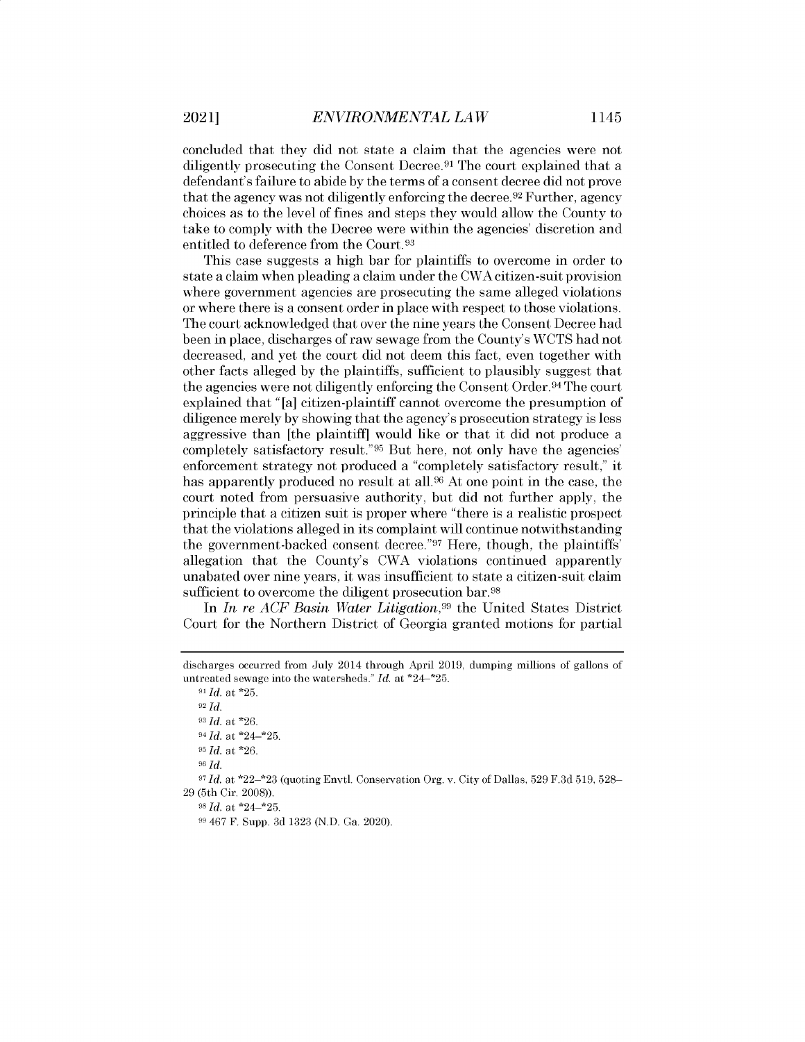concluded that they did not state a claim that the agencies were not diligently prosecuting the Consent Decree.[91] The court explained that a defendant's failure to abide by the terms of a consent decree did not prove that the agency was not diligently enforcing the decree.[92] Further, agency choices as to the level of fines and steps they would allow the County to take to comply with the Decree were within the agencies' discretion and entitled to deference from the Court.[93]

This case suggests a high bar for plaintiffs to overcome in order to state a claim when pleading a claim under the CWA citizen-suit provision where government agencies are prosecuting the same alleged violations or where there is a consent order in place with respect to those violations. The court acknowledged that over the nine years the Consent Decree had been in place, discharges of raw sewage from the County's WCTS had not decreased, and yet the court did not deem this fact, even together with other facts alleged by the plaintiffs, sufficient to plausibly suggest that the agencies were not diligently enforcing the Consent Order.[94] The court explained that "[a] citizen-plaintiff cannot overcome the presumption of diligence merely by showing that the agency's prosecution strategy is less aggressive than [the plaintiff] would like or that it did not produce a completely satisfactory result."[95] But here, not only have the agencies' enforcement strategy not produced a "completely satisfactory result," it has apparently produced no result at all.[96] At one point in the case, the court noted from persuasive authority, but did not further apply, the principle that a citizen suit is proper where "there is a realistic prospect that the violations alleged in its complaint will continue notwithstanding the government-backed consent decree."[97] Here, though, the plaintiffs' allegation that the County's CWA violations continued apparently unabated over nine years, it was insufficient to state a citizen-suit claim sufficient to overcome the diligent prosecution bar.[98]

In *In re ACF Basin Water Litigation*,[99] the United States District Court for the Northern District of Georgia granted motions for partial

---

discharges occurred from July 2014 through April 2019, dumping millions of gallons of untreated sewage into the watersheds." *Id.* at *24–*25.

[91] *Id.* at *25.

[92] *Id.*

[93] *Id.* at *26.

[94] *Id.* at *24–*25.

[95] *Id.* at *26.

[96] *Id.*

[97] *Id.* at *22–*23 (quoting Envtl. Conservation Org. v. City of Dallas, 529 F.3d 519, 528–29 (5th Cir. 2008)).

[98] *Id.* at *24–*25.

[99] 467 F. Supp. 3d 1323 (N.D. Ga. 2020).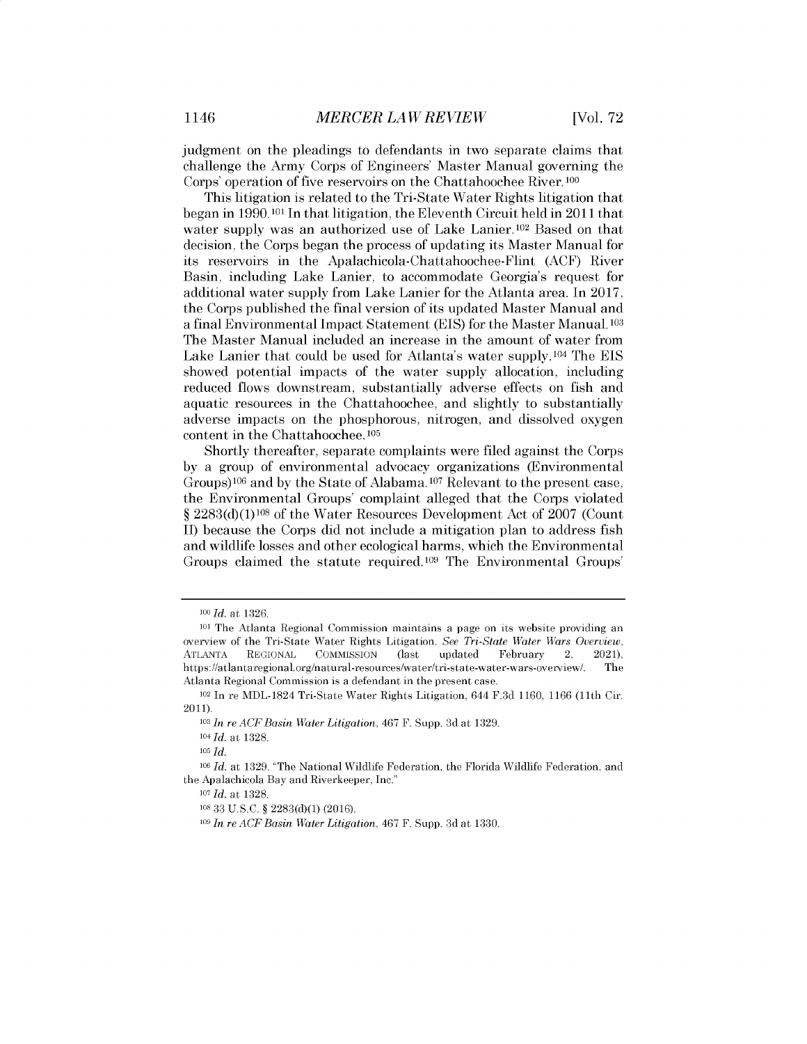judgment on the pleadings to defendants in two separate claims that challenge the Army Corps of Engineers' Master Manual governing the Corps' operation of five reservoirs on the Chattahoochee River.[100]

This litigation is related to the Tri-State Water Rights litigation that began in 1990.[101] In that litigation, the Eleventh Circuit held in 2011 that water supply was an authorized use of Lake Lanier.[102] Based on that decision, the Corps began the process of updating its Master Manual for its reservoirs in the Apalachicola-Chattahoochee-Flint (ACF) River Basin, including Lake Lanier, to accommodate Georgia's request for additional water supply from Lake Lanier for the Atlanta area. In 2017, the Corps published the final version of its updated Master Manual and a final Environmental Impact Statement (EIS) for the Master Manual.[103] The Master Manual included an increase in the amount of water from Lake Lanier that could be used for Atlanta's water supply.[104] The EIS showed potential impacts of the water supply allocation, including reduced flows downstream, substantially adverse effects on fish and aquatic resources in the Chattahoochee, and slightly to substantially adverse impacts on the phosphorous, nitrogen, and dissolved oxygen content in the Chattahoochee.[105]

Shortly thereafter, separate complaints were filed against the Corps by a group of environmental advocacy organizations (Environmental Groups)[106] and by the State of Alabama.[107] Relevant to the present case, the Environmental Groups' complaint alleged that the Corps violated § 2283(d)(1)[108] of the Water Resources Development Act of 2007 (Count II) because the Corps did not include a mitigation plan to address fish and wildlife losses and other ecological harms, which the Environmental Groups claimed the statute required.[109] The Environmental Groups'

---

[100] *Id.* at 1326.

[101] The Atlanta Regional Commission maintains a page on its website providing an overview of the Tri-State Water Rights Litigation. *See Tri-State Water Wars Overview*, ATLANTA REGIONAL COMMISSION (last updated February 2, 2021), https://atlantaregional.org/natural-resources/water/tri-state-water-wars-overview/. The Atlanta Regional Commission is a defendant in the present case.

[102] In re MDL-1824 Tri-State Water Rights Litigation, 644 F.3d 1160, 1166 (11th Cir. 2011).

[103] *In re ACF Basin Water Litigation*, 467 F. Supp. 3d at 1329.

[104] *Id.* at 1328.

[105] *Id.*

[106] *Id.* at 1329. "The National Wildlife Federation, the Florida Wildlife Federation, and the Apalachicola Bay and Riverkeeper, Inc."

[107] *Id.* at 1328.

[108] 33 U.S.C. § 2283(d)(1) (2016).

[109] *In re ACF Basin Water Litigation*, 467 F. Supp. 3d at 1330.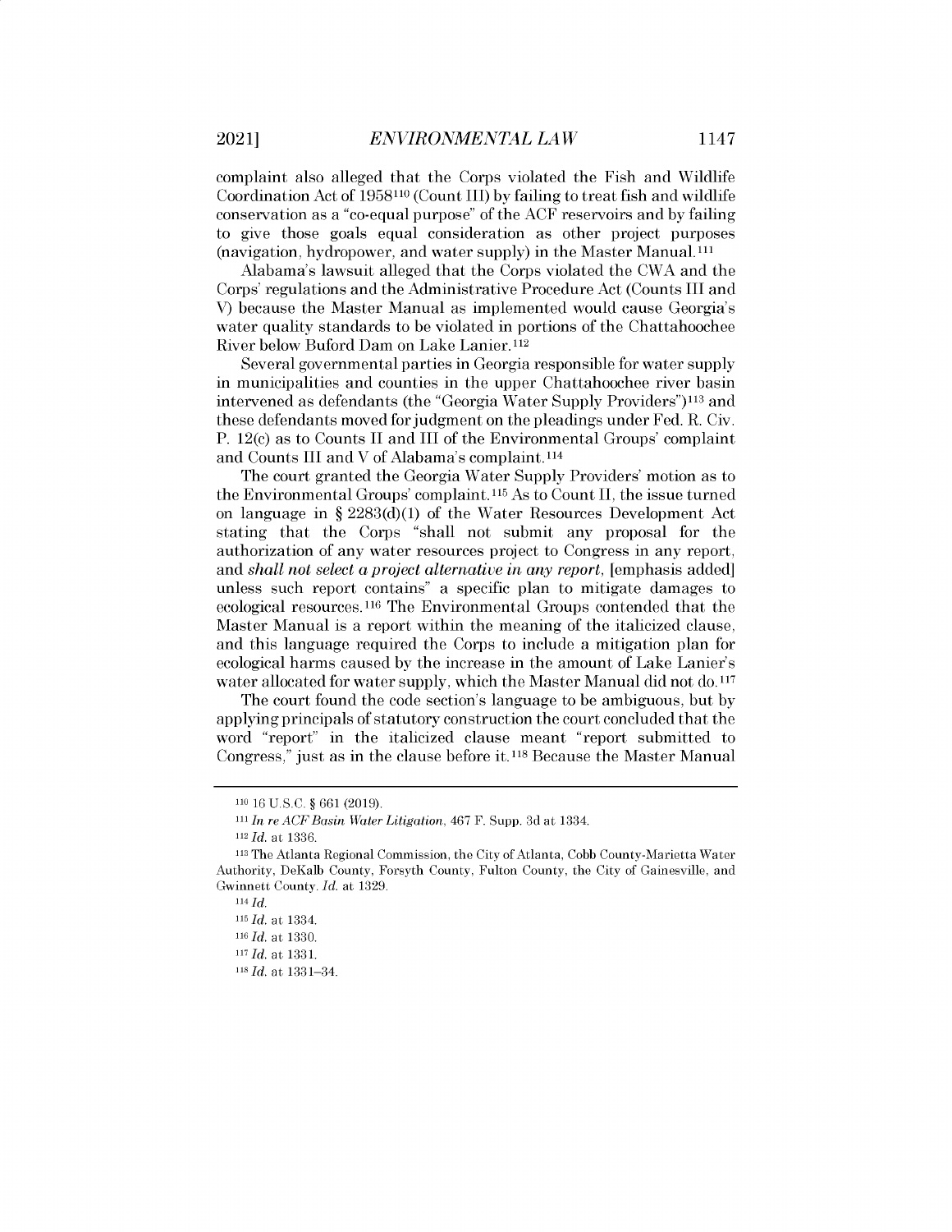complaint also alleged that the Corps violated the Fish and Wildlife Coordination Act of 1958[110] (Count III) by failing to treat fish and wildlife conservation as a "co-equal purpose" of the ACF reservoirs and by failing to give those goals equal consideration as other project purposes (navigation, hydropower, and water supply) in the Master Manual.[111]

Alabama's lawsuit alleged that the Corps violated the CWA and the Corps' regulations and the Administrative Procedure Act (Counts III and V) because the Master Manual as implemented would cause Georgia's water quality standards to be violated in portions of the Chattahoochee River below Buford Dam on Lake Lanier.[112]

Several governmental parties in Georgia responsible for water supply in municipalities and counties in the upper Chattahoochee river basin intervened as defendants (the "Georgia Water Supply Providers")[113] and these defendants moved for judgment on the pleadings under Fed. R. Civ. P. 12(c) as to Counts II and III of the Environmental Groups' complaint and Counts III and V of Alabama's complaint.[114]

The court granted the Georgia Water Supply Providers' motion as to the Environmental Groups' complaint.[115] As to Count II, the issue turned on language in § 2283(d)(1) of the Water Resources Development Act stating that the Corps "shall not submit any proposal for the authorization of any water resources project to Congress in any report, and *shall not select a project alternative in any report,* [emphasis added] unless such report contains" a specific plan to mitigate damages to ecological resources.[116] The Environmental Groups contended that the Master Manual is a report within the meaning of the italicized clause, and this language required the Corps to include a mitigation plan for ecological harms caused by the increase in the amount of Lake Lanier's water allocated for water supply, which the Master Manual did not do.[117]

The court found the code section's language to be ambiguous, but by applying principals of statutory construction the court concluded that the word "report" in the italicized clause meant "report submitted to Congress," just as in the clause before it.[118] Because the Master Manual

---

[110] 16 U.S.C. § 661 (2019).

[111] *In re ACF Basin Water Litigation*, 467 F. Supp. 3d at 1334.

[112] *Id.* at 1336.

[113] The Atlanta Regional Commission, the City of Atlanta, Cobb County-Marietta Water Authority, DeKalb County, Forsyth County, Fulton County, the City of Gainesville, and Gwinnett County. *Id.* at 1329.

[114] *Id.*

[115] *Id.* at 1334.

[116] *Id.* at 1330.

[117] *Id.* at 1331.

[118] *Id.* at 1331–34.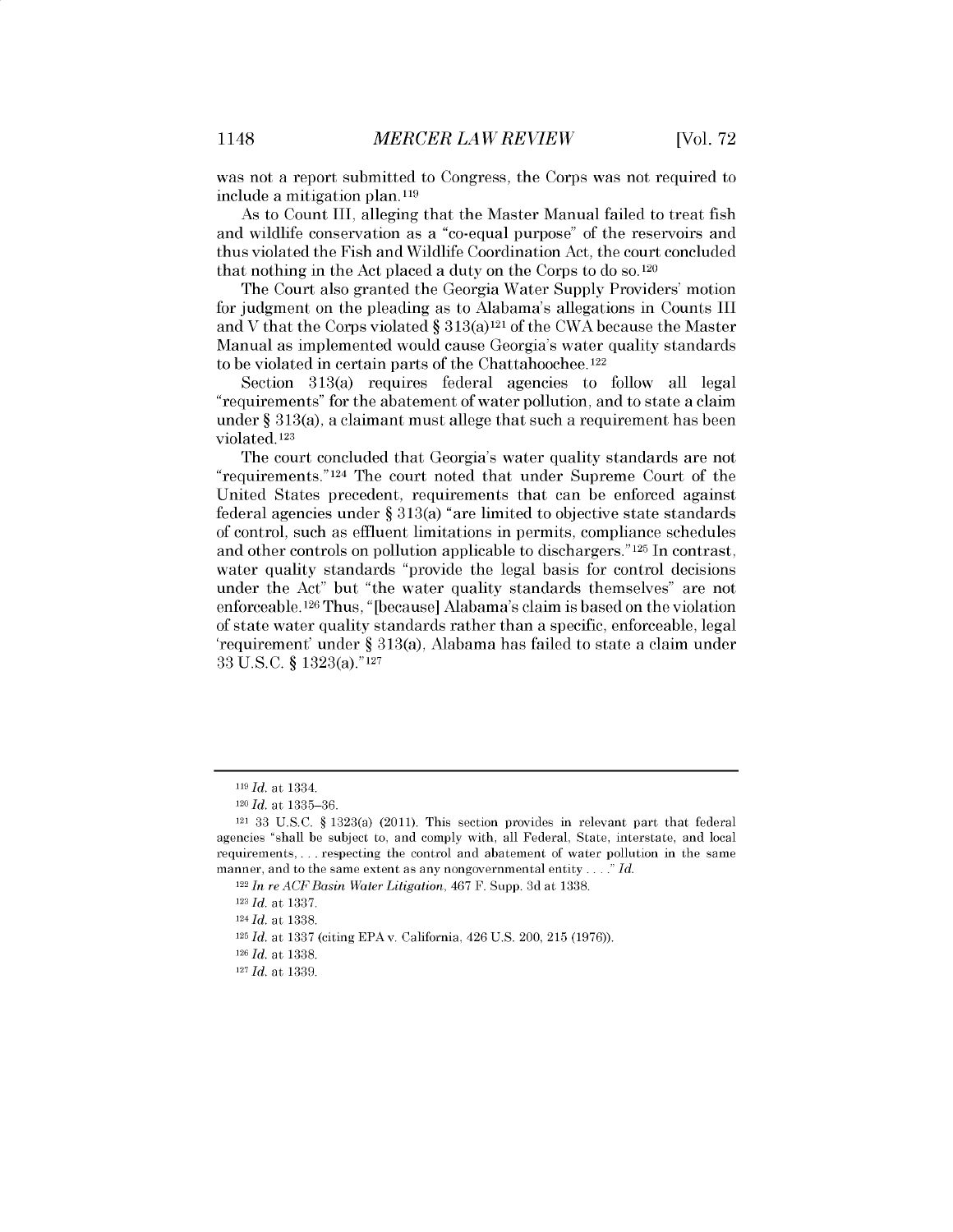was not a report submitted to Congress, the Corps was not required to include a mitigation plan.[119]

As to Count III, alleging that the Master Manual failed to treat fish and wildlife conservation as a "co-equal purpose" of the reservoirs and thus violated the Fish and Wildlife Coordination Act, the court concluded that nothing in the Act placed a duty on the Corps to do so.[120]

The Court also granted the Georgia Water Supply Providers' motion for judgment on the pleading as to Alabama's allegations in Counts III and V that the Corps violated § 313(a)[121] of the CWA because the Master Manual as implemented would cause Georgia's water quality standards to be violated in certain parts of the Chattahoochee.[122]

Section 313(a) requires federal agencies to follow all legal "requirements" for the abatement of water pollution, and to state a claim under § 313(a), a claimant must allege that such a requirement has been violated.[123]

The court concluded that Georgia's water quality standards are not "requirements."[124] The court noted that under Supreme Court of the United States precedent, requirements that can be enforced against federal agencies under § 313(a) "are limited to objective state standards of control, such as effluent limitations in permits, compliance schedules and other controls on pollution applicable to dischargers."[125] In contrast, water quality standards "provide the legal basis for control decisions under the Act" but "the water quality standards themselves" are not enforceable.[126] Thus, "[because] Alabama's claim is based on the violation of state water quality standards rather than a specific, enforceable, legal 'requirement' under § 313(a), Alabama has failed to state a claim under 33 U.S.C. § 1323(a)."[127]

---

[119] *Id.* at 1334.

[120] *Id.* at 1335–36.

[121] 33 U.S.C. § 1323(a) (2011). This section provides in relevant part that federal agencies "shall be subject to, and comply with, all Federal, State, interstate, and local requirements, . . . respecting the control and abatement of water pollution in the same manner, and to the same extent as any nongovernmental entity . . . ." *Id.*

[122] *In re ACF Basin Water Litigation*, 467 F. Supp. 3d at 1338.

[123] *Id.* at 1337.

[124] *Id.* at 1338.

[125] *Id.* at 1337 (citing EPA v. California, 426 U.S. 200, 215 (1976)).

[126] *Id.* at 1338.

[127] *Id.* at 1339.